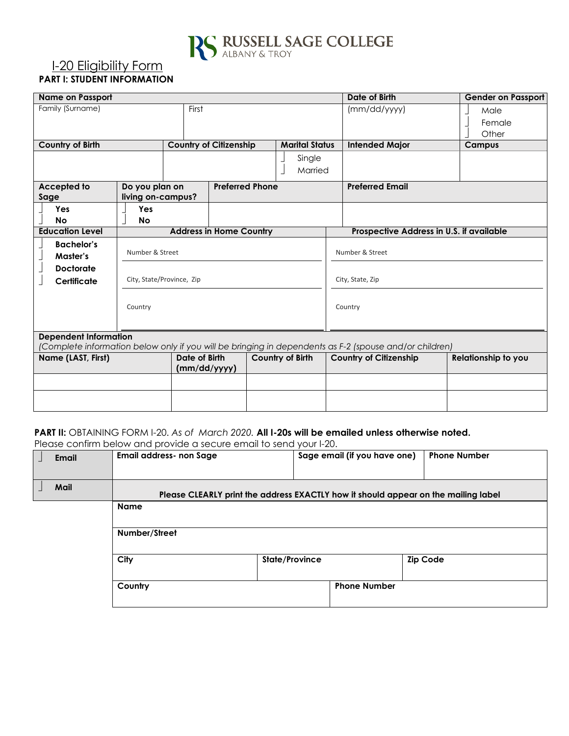# RUSSELL SAGE COLLEGE
ALBANY & TROY

## I-20 Eligibility Form

**PART I: STUDENT INFORMATION**

| **Name on Passport** | | **Date of Birth** | **Gender on Passport** |
|---|---|---|---|
| Family (Surname) | First | (mm/dd/yyyy) | ☐ Male<br>☐ Female<br>☐ Other |

| **Country of Birth** | **Country of Citizenship** | **Marital Status** | **Intended Major** | **Campus** |
|---|---|---|---|---|
| | | ☐ Single<br>☐ Married | | |

| **Accepted to Sage** | **Do you plan on living on-campus?** | **Preferred Phone** | **Preferred Email** |
|---|---|---|---|
| ☐ **Yes**<br>☐ **No** | ☐ **Yes**<br>☐ **No** | | |

| **Education Level** | **Address in Home Country** | **Prospective Address in U.S. if available** |
|---|---|---|
| ☐ **Bachelor's**<br>☐ **Master's**<br>☐ **Doctorate**<br>☐ **Certificate** | Number & Street<br><br>City, State/Province, Zip<br><br>Country | Number & Street<br><br>City, State, Zip<br><br>Country |

**Dependent Information**
*(Complete information below only if you will be bringing in dependents as F-2 (spouse and/or children)*

| **Name (LAST, First)** | **Date of Birth (mm/dd/yyyy)** | **Country of Birth** | **Country of Citizenship** | **Relationship to you** |
|---|---|---|---|---|
| | | | | |
| | | | | |

**PART II:** OBTAINING FORM I-20. *As of March 2020.* **All I-20s will be emailed unless otherwise noted.**
Please confirm below and provide a secure email to send your I-20.

| | **Email address- non Sage** | **Sage email (if you have one)** | **Phone Number** |
|---|---|---|---|
| ☐ **Email** | | | |

| | | | |
|---|---|---|---|
| ☐ **Mail** | **Please CLEARLY print the address EXACTLY how it should appear on the mailing label** | | |
| | **Name** | | |
| | **Number/Street** | | |
| | **City** | **State/Province** | **Zip Code** |
| | **Country** | **Phone Number** | |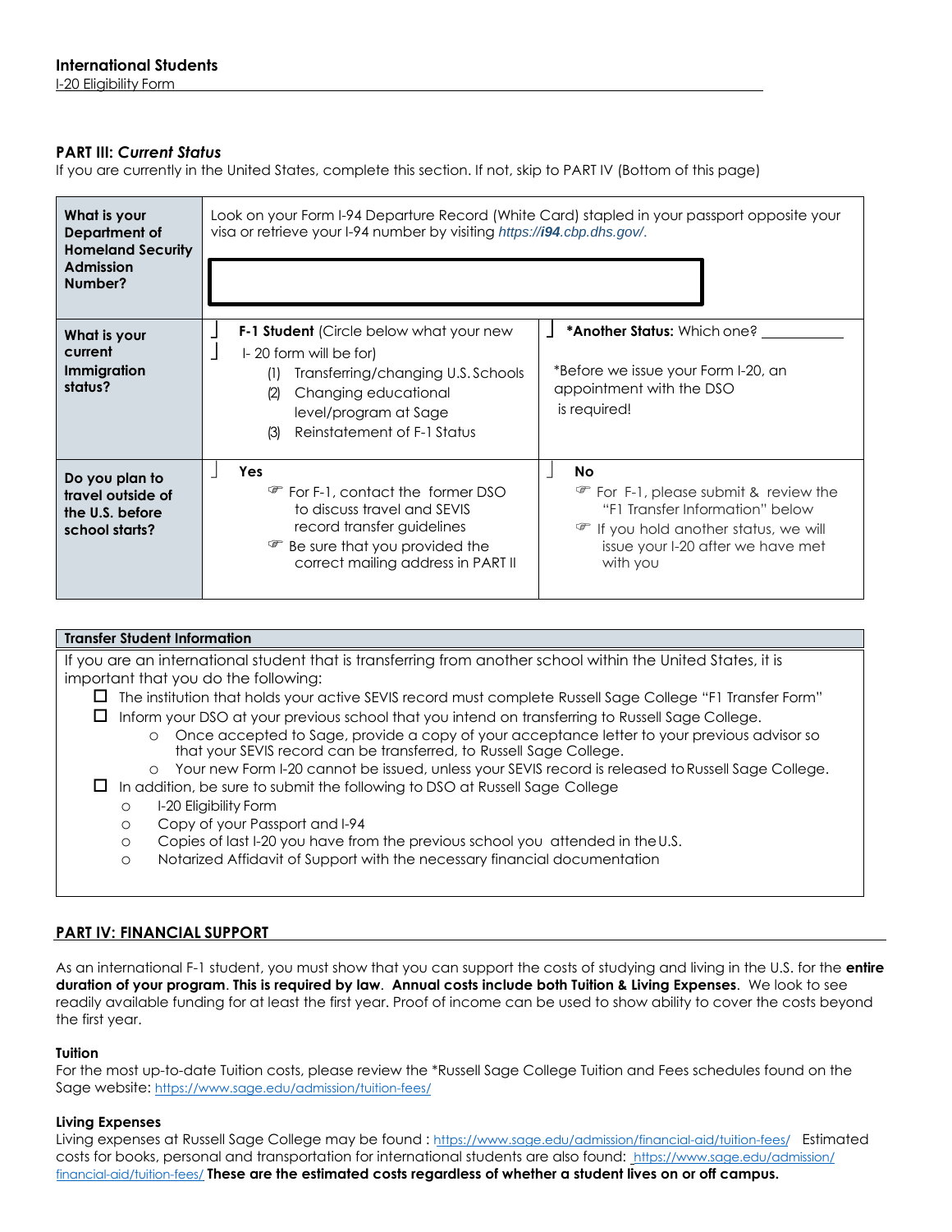**International Students**

I-20 Eligibility Form

## PART III: *Current Status*

If you are currently in the United States, complete this section. If not, skip to PART IV (Bottom of this page)

| | | |
|---|---|---|
| **What is your Department of Homeland Security Admission Number?** | Look on your Form I-94 Departure Record (White Card) stapled in your passport opposite your visa or retrieve your I-94 number by visiting *https://i94.cbp.dhs.gov/.* | |
| **What is your current Immigration status?** | ☐ **F-1 Student** (Circle below what your new I- 20 form will be for)<br>(1) Transferring/changing U.S. Schools<br>(2) Changing educational level/program at Sage<br>(3) Reinstatement of F-1 Status | ☐ ***Another Status:** Which one? ___________<br>*Before we issue your Form I-20, an appointment with the DSO is required! |
| **Do you plan to travel outside of the U.S. before school starts?** | ☐ **Yes**<br>☞ For F-1, contact the former DSO to discuss travel and SEVIS record transfer guidelines<br>☞ Be sure that you provided the correct mailing address in PART II | ☐ **No**<br>☞ For F-1, please submit & review the "F1 Transfer Information" below<br>☞ If you hold another status, we will issue your I-20 after we have met with you |

### Transfer Student Information

If you are an international student that is transferring from another school within the United States, it is important that you do the following:

- ☐ The institution that holds your active SEVIS record must complete Russell Sage College "F1 Transfer Form"
- ☐ Inform your DSO at your previous school that you intend on transferring to Russell Sage College.
  - Once accepted to Sage, provide a copy of your acceptance letter to your previous advisor so that your SEVIS record can be transferred, to Russell Sage College.
  - Your new Form I-20 cannot be issued, unless your SEVIS record is released to Russell Sage College.
- ☐ In addition, be sure to submit the following to DSO at Russell Sage College
  - I-20 Eligibility Form
  - Copy of your Passport and I-94
  - Copies of last I-20 you have from the previous school you attended in the U.S.
  - Notarized Affidavit of Support with the necessary financial documentation

## PART IV: FINANCIAL SUPPORT

As an international F-1 student, you must show that you can support the costs of studying and living in the U.S. for the **entire duration of your program**. **This is required by law**. **Annual costs include both Tuition & Living Expenses**. We look to see readily available funding for at least the first year. Proof of income can be used to show ability to cover the costs beyond the first year.

#### Tuition

For the most up-to-date Tuition costs, please review the *Russell Sage College Tuition and Fees schedules found on the Sage website: https://www.sage.edu/admission/tuition-fees/

#### Living Expenses

Living expenses at Russell Sage College may be found : https://www.sage.edu/admission/financial-aid/tuition-fees/ Estimated costs for books, personal and transportation for international students are also found: https://www.sage.edu/admission/financial-aid/tuition-fees/ **These are the estimated costs regardless of whether a student lives on or off campus.**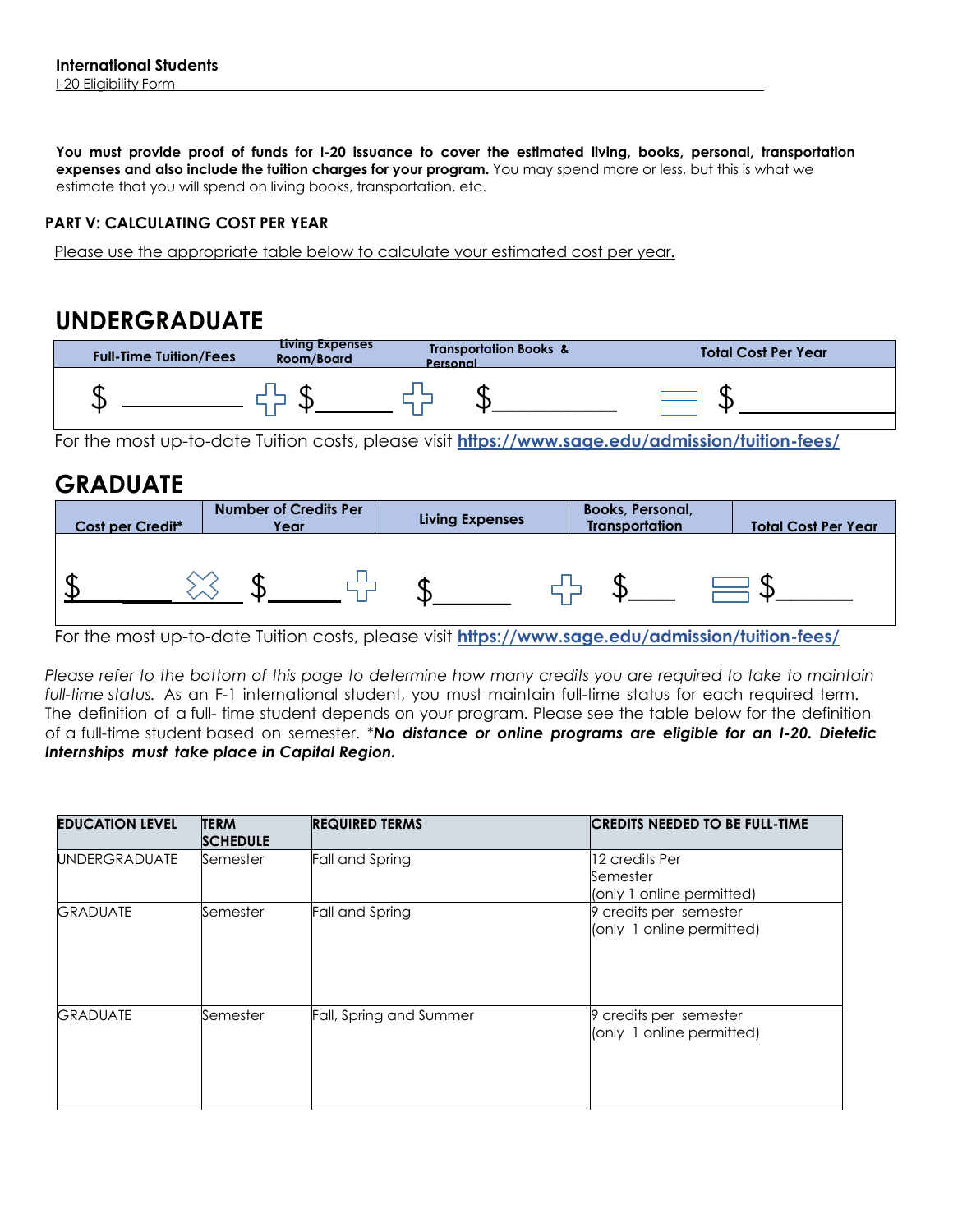**International Students**

I-20 Eligibility Form

**You must provide proof of funds for I-20 issuance to cover the estimated living, books, personal, transportation expenses and also include the tuition charges for your program.** You may spend more or less, but this is what we estimate that you will spend on living books, transportation, etc.

**PART V: CALCULATING COST PER YEAR**

Please use the appropriate table below to calculate your estimated cost per year.

# UNDERGRADUATE

| Full-Time Tuition/Fees | | Living Expenses Room/Board | | Transportation Books & Personal | | Total Cost Per Year |
|---|---|---|---|---|---|---|
| $ __________ | + | $ ______ | + | $ ___________ | = | $ ____________ |

For the most up-to-date Tuition costs, please visit **https://www.sage.edu/admission/tuition-fees/**

# GRADUATE

| Cost per Credit* | | Number of Credits Per Year | | Living Expenses | | Books, Personal, Transportation | | Total Cost Per Year |
|---|---|---|---|---|---|---|---|---|
| $ ______ | × | $ _____ | + | $ _______ | + | $ ____ | = | $ ______ |

For the most up-to-date Tuition costs, please visit **https://www.sage.edu/admission/tuition-fees/**

*Please refer to the bottom of this page to determine how many credits you are required to take to maintain full-time status.* As an F-1 international student, you must maintain full-time status for each required term. The definition of a full- time student depends on your program. Please see the table below for the definition of a full-time student based on semester. **\*No distance or online programs are eligible for an I-20. Dietetic Internships must take place in Capital Region.**

| EDUCATION LEVEL | TERM SCHEDULE | REQUIRED TERMS | CREDITS NEEDED TO BE FULL-TIME |
|---|---|---|---|
| UNDERGRADUATE | Semester | Fall and Spring | 12 credits Per Semester (only 1 online permitted) |
| GRADUATE | Semester | Fall and Spring | 9 credits per semester (only 1 online permitted) |
| GRADUATE | Semester | Fall, Spring and Summer | 9 credits per semester (only 1 online permitted) |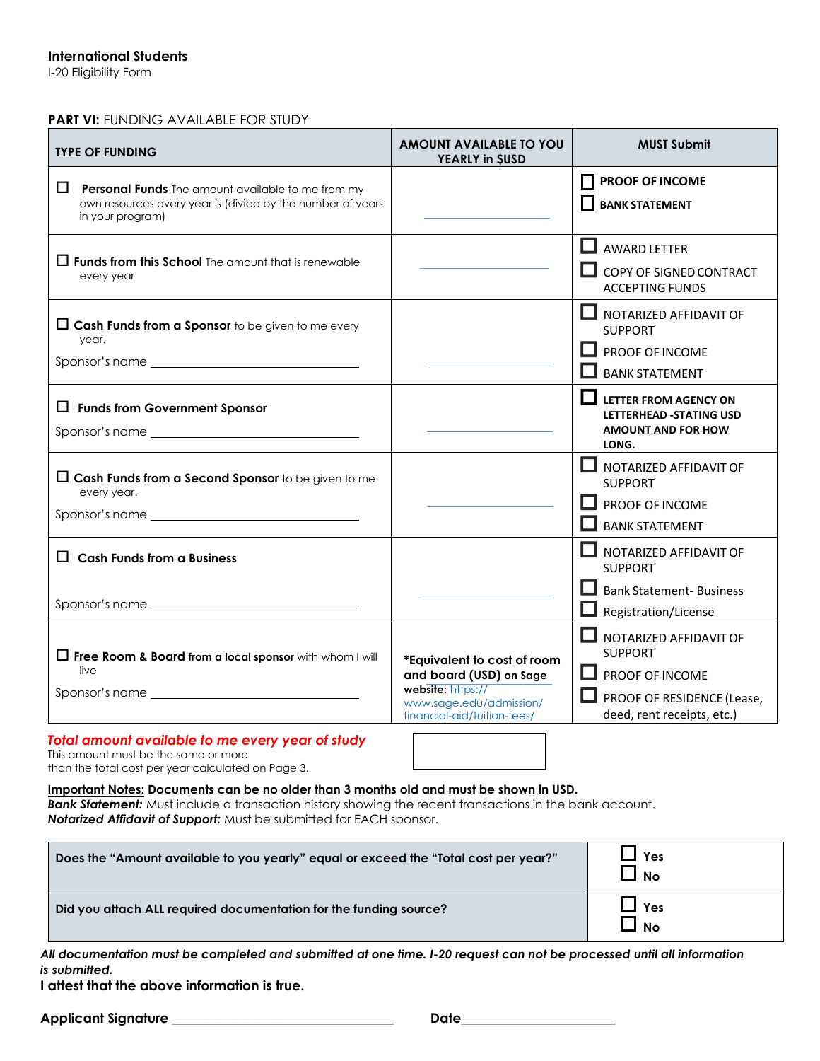**International Students**
I-20 Eligibility Form

**PART VI:** FUNDING AVAILABLE FOR STUDY

| TYPE OF FUNDING | AMOUNT AVAILABLE TO YOU YEARLY in $USD | MUST Submit |
|---|---|---|
| ☐ **Personal Funds** The amount available to me from my own resources every year is (divide by the number of years in your program) | ______________ | ☐ **PROOF OF INCOME**<br>☐ **BANK STATEMENT** |
| ☐ **Funds from this School** The amount that is renewable every year | ______________ | ☐ AWARD LETTER<br>☐ COPY OF SIGNED CONTRACT ACCEPTING FUNDS |
| ☐ **Cash Funds from a Sponsor** to be given to me every year.<br>Sponsor's name ______________ | ______________ | ☐ NOTARIZED AFFIDAVIT OF SUPPORT<br>☐ PROOF OF INCOME<br>☐ BANK STATEMENT |
| ☐ **Funds from Government Sponsor**<br>Sponsor's name ______________ | ______________ | ☐ **LETTER FROM AGENCY ON LETTERHEAD -STATING USD AMOUNT AND FOR HOW LONG.** |
| ☐ **Cash Funds from a Second Sponsor** to be given to me every year.<br>Sponsor's name ______________ | ______________ | ☐ NOTARIZED AFFIDAVIT OF SUPPORT<br>☐ PROOF OF INCOME<br>☐ BANK STATEMENT |
| ☐ **Cash Funds from a Business**<br>Sponsor's name ______________ | ______________ | ☐ NOTARIZED AFFIDAVIT OF SUPPORT<br>☐ Bank Statement- Business<br>☐ Registration/License |
| ☐ **Free Room & Board from a local sponsor** with whom I will live<br>Sponsor's name ______________ | **\*Equivalent to cost of room and board (USD) on Sage website:** https://www.sage.edu/admission/financial-aid/tuition-fees/ | ☐ NOTARIZED AFFIDAVIT OF SUPPORT<br>☐ PROOF OF INCOME<br>☐ PROOF OF RESIDENCE (Lease, deed, rent receipts, etc.) |

***Total amount available to me every year of study***
This amount must be the same or more than the total cost per year calculated on Page 3. ______________

<u>**Important Notes:**</u> **Documents can be no older than 3 months old and must be shown in USD.**
***Bank Statement:*** Must include a transaction history showing the recent transactions in the bank account.
***Notarized Affidavit of Support:*** Must be submitted for EACH sponsor.

| | |
|---|---|
| **Does the "Amount available to you yearly" equal or exceed the "Total cost per year?"** | ☐ **Yes**<br>☐ **No** |
| **Did you attach ALL required documentation for the funding source?** | ☐ **Yes**<br>☐ **No** |

***All documentation must be completed and submitted at one time. I-20 request can not be processed until all information is submitted.***

**I attest that the above information is true.**

**Applicant Signature** ______________________________ **Date** ____________________